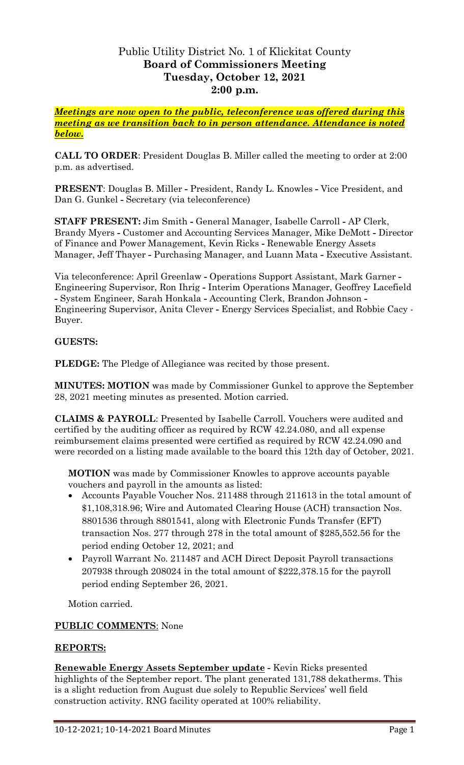# Public Utility District No. 1 of Klickitat County
## Board of Commissioners Meeting
## Tuesday, October 12, 2021
## 2:00 p.m.

***Meetings are now open to the public, teleconference was offered during this meeting as we transition back to in person attendance. Attendance is noted below.***

**CALL TO ORDER**: President Douglas B. Miller called the meeting to order at 2:00 p.m. as advertised.

**PRESENT**: Douglas B. Miller **-** President, Randy L. Knowles **-** Vice President, and Dan G. Gunkel **-** Secretary (via teleconference)

**STAFF PRESENT:** Jim Smith **-** General Manager, Isabelle Carroll **-** AP Clerk, Brandy Myers **-** Customer and Accounting Services Manager, Mike DeMott **-** Director of Finance and Power Management, Kevin Ricks **-** Renewable Energy Assets Manager, Jeff Thayer **-** Purchasing Manager, and Luann Mata **-** Executive Assistant.

Via teleconference: April Greenlaw **-** Operations Support Assistant, Mark Garner **-** Engineering Supervisor, Ron Ihrig **-** Interim Operations Manager, Geoffrey Lacefield **-** System Engineer, Sarah Honkala **-** Accounting Clerk, Brandon Johnson **-** Engineering Supervisor, Anita Clever **-** Energy Services Specialist, and Robbie Cacy - Buyer.

**GUESTS:**

**PLEDGE:** The Pledge of Allegiance was recited by those present.

**MINUTES: MOTION** was made by Commissioner Gunkel to approve the September 28, 2021 meeting minutes as presented. Motion carried.

**CLAIMS & PAYROLL**: Presented by Isabelle Carroll. Vouchers were audited and certified by the auditing officer as required by RCW 42.24.080, and all expense reimbursement claims presented were certified as required by RCW 42.24.090 and were recorded on a listing made available to the board this 12th day of October, 2021.

**MOTION** was made by Commissioner Knowles to approve accounts payable vouchers and payroll in the amounts as listed:

- Accounts Payable Voucher Nos. 211488 through 211613 in the total amount of $1,108,318.96; Wire and Automated Clearing House (ACH) transaction Nos. 8801536 through 8801541, along with Electronic Funds Transfer (EFT) transaction Nos. 277 through 278 in the total amount of $285,552.56 for the period ending October 12, 2021; and
- Payroll Warrant No. 211487 and ACH Direct Deposit Payroll transactions 207938 through 208024 in the total amount of $222,378.15 for the payroll period ending September 26, 2021.

Motion carried.

**PUBLIC COMMENTS**: None

**REPORTS:**

**Renewable Energy Assets September update -** Kevin Ricks presented highlights of the September report. The plant generated 131,788 dekatherms. This is a slight reduction from August due solely to Republic Services' well field construction activity. RNG facility operated at 100% reliability.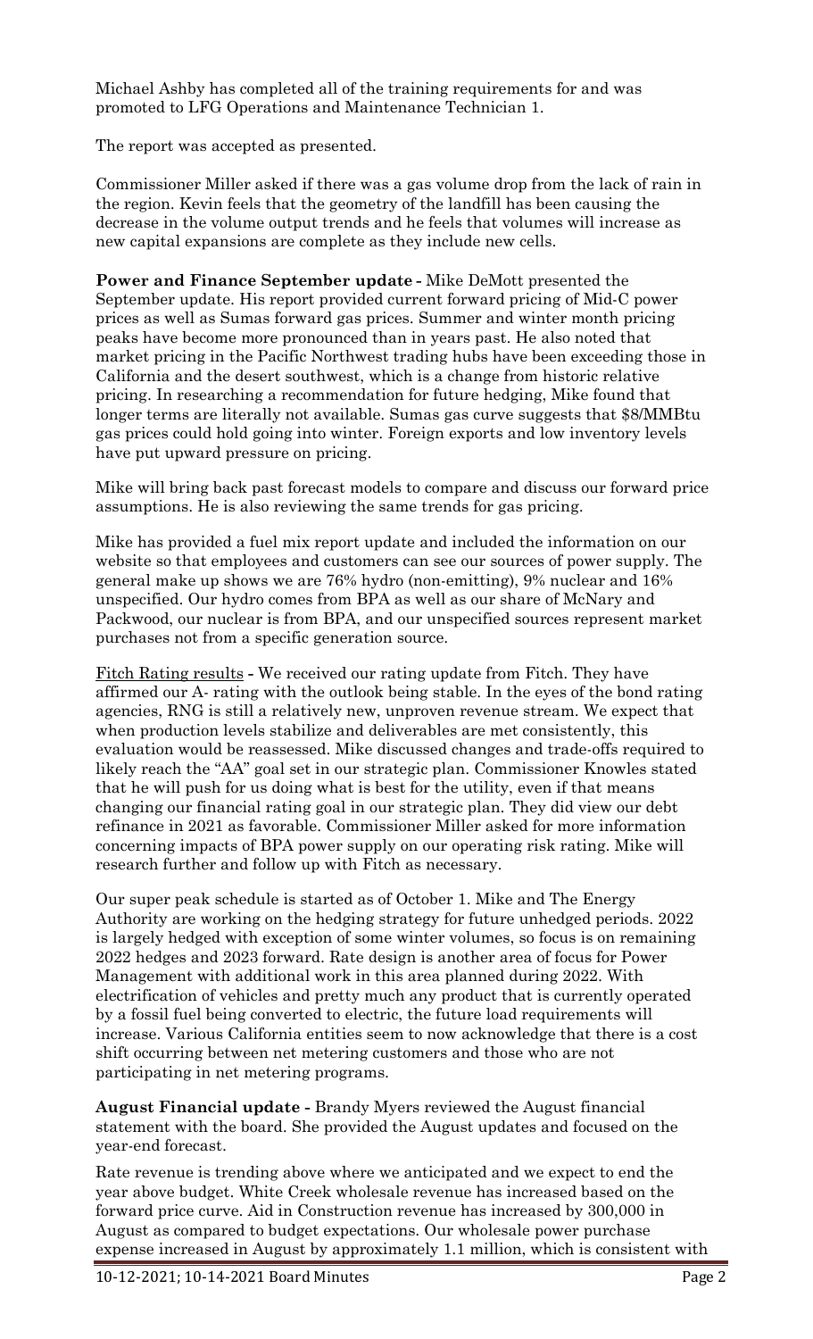Michael Ashby has completed all of the training requirements for and was promoted to LFG Operations and Maintenance Technician 1.

The report was accepted as presented.

Commissioner Miller asked if there was a gas volume drop from the lack of rain in the region. Kevin feels that the geometry of the landfill has been causing the decrease in the volume output trends and he feels that volumes will increase as new capital expansions are complete as they include new cells.

**Power and Finance September update -** Mike DeMott presented the September update. His report provided current forward pricing of Mid-C power prices as well as Sumas forward gas prices. Summer and winter month pricing peaks have become more pronounced than in years past. He also noted that market pricing in the Pacific Northwest trading hubs have been exceeding those in California and the desert southwest, which is a change from historic relative pricing. In researching a recommendation for future hedging, Mike found that longer terms are literally not available. Sumas gas curve suggests that $8/MMBtu gas prices could hold going into winter. Foreign exports and low inventory levels have put upward pressure on pricing.

Mike will bring back past forecast models to compare and discuss our forward price assumptions. He is also reviewing the same trends for gas pricing.

Mike has provided a fuel mix report update and included the information on our website so that employees and customers can see our sources of power supply. The general make up shows we are 76% hydro (non-emitting), 9% nuclear and 16% unspecified. Our hydro comes from BPA as well as our share of McNary and Packwood, our nuclear is from BPA, and our unspecified sources represent market purchases not from a specific generation source.

<u>Fitch Rating results</u> - We received our rating update from Fitch. They have affirmed our A- rating with the outlook being stable. In the eyes of the bond rating agencies, RNG is still a relatively new, unproven revenue stream. We expect that when production levels stabilize and deliverables are met consistently, this evaluation would be reassessed. Mike discussed changes and trade-offs required to likely reach the "AA" goal set in our strategic plan. Commissioner Knowles stated that he will push for us doing what is best for the utility, even if that means changing our financial rating goal in our strategic plan. They did view our debt refinance in 2021 as favorable. Commissioner Miller asked for more information concerning impacts of BPA power supply on our operating risk rating. Mike will research further and follow up with Fitch as necessary.

Our super peak schedule is started as of October 1. Mike and The Energy Authority are working on the hedging strategy for future unhedged periods. 2022 is largely hedged with exception of some winter volumes, so focus is on remaining 2022 hedges and 2023 forward. Rate design is another area of focus for Power Management with additional work in this area planned during 2022. With electrification of vehicles and pretty much any product that is currently operated by a fossil fuel being converted to electric, the future load requirements will increase. Various California entities seem to now acknowledge that there is a cost shift occurring between net metering customers and those who are not participating in net metering programs.

**August Financial update -** Brandy Myers reviewed the August financial statement with the board. She provided the August updates and focused on the year-end forecast.

Rate revenue is trending above where we anticipated and we expect to end the year above budget. White Creek wholesale revenue has increased based on the forward price curve. Aid in Construction revenue has increased by 300,000 in August as compared to budget expectations. Our wholesale power purchase expense increased in August by approximately 1.1 million, which is consistent with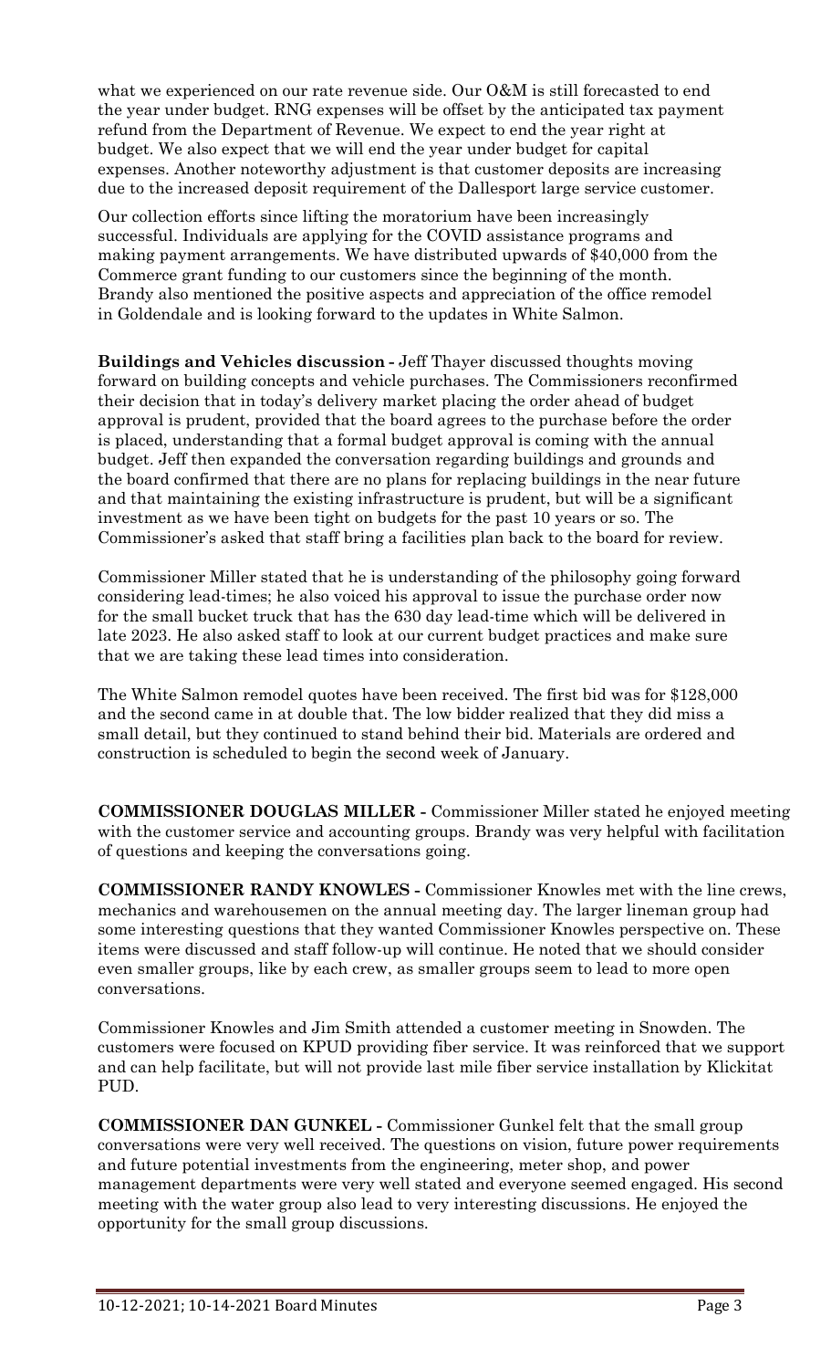what we experienced on our rate revenue side. Our O&M is still forecasted to end the year under budget. RNG expenses will be offset by the anticipated tax payment refund from the Department of Revenue. We expect to end the year right at budget. We also expect that we will end the year under budget for capital expenses. Another noteworthy adjustment is that customer deposits are increasing due to the increased deposit requirement of the Dallesport large service customer.

Our collection efforts since lifting the moratorium have been increasingly successful. Individuals are applying for the COVID assistance programs and making payment arrangements. We have distributed upwards of $40,000 from the Commerce grant funding to our customers since the beginning of the month. Brandy also mentioned the positive aspects and appreciation of the office remodel in Goldendale and is looking forward to the updates in White Salmon.

**Buildings and Vehicles discussion -** Jeff Thayer discussed thoughts moving forward on building concepts and vehicle purchases. The Commissioners reconfirmed their decision that in today's delivery market placing the order ahead of budget approval is prudent, provided that the board agrees to the purchase before the order is placed, understanding that a formal budget approval is coming with the annual budget. Jeff then expanded the conversation regarding buildings and grounds and the board confirmed that there are no plans for replacing buildings in the near future and that maintaining the existing infrastructure is prudent, but will be a significant investment as we have been tight on budgets for the past 10 years or so. The Commissioner's asked that staff bring a facilities plan back to the board for review.

Commissioner Miller stated that he is understanding of the philosophy going forward considering lead-times; he also voiced his approval to issue the purchase order now for the small bucket truck that has the 630 day lead-time which will be delivered in late 2023. He also asked staff to look at our current budget practices and make sure that we are taking these lead times into consideration.

The White Salmon remodel quotes have been received. The first bid was for $128,000 and the second came in at double that. The low bidder realized that they did miss a small detail, but they continued to stand behind their bid. Materials are ordered and construction is scheduled to begin the second week of January.

**COMMISSIONER DOUGLAS MILLER -** Commissioner Miller stated he enjoyed meeting with the customer service and accounting groups. Brandy was very helpful with facilitation of questions and keeping the conversations going.

**COMMISSIONER RANDY KNOWLES -** Commissioner Knowles met with the line crews, mechanics and warehousemen on the annual meeting day. The larger lineman group had some interesting questions that they wanted Commissioner Knowles perspective on. These items were discussed and staff follow-up will continue. He noted that we should consider even smaller groups, like by each crew, as smaller groups seem to lead to more open conversations.

Commissioner Knowles and Jim Smith attended a customer meeting in Snowden. The customers were focused on KPUD providing fiber service. It was reinforced that we support and can help facilitate, but will not provide last mile fiber service installation by Klickitat PUD.

**COMMISSIONER DAN GUNKEL -** Commissioner Gunkel felt that the small group conversations were very well received. The questions on vision, future power requirements and future potential investments from the engineering, meter shop, and power management departments were very well stated and everyone seemed engaged. His second meeting with the water group also lead to very interesting discussions. He enjoyed the opportunity for the small group discussions.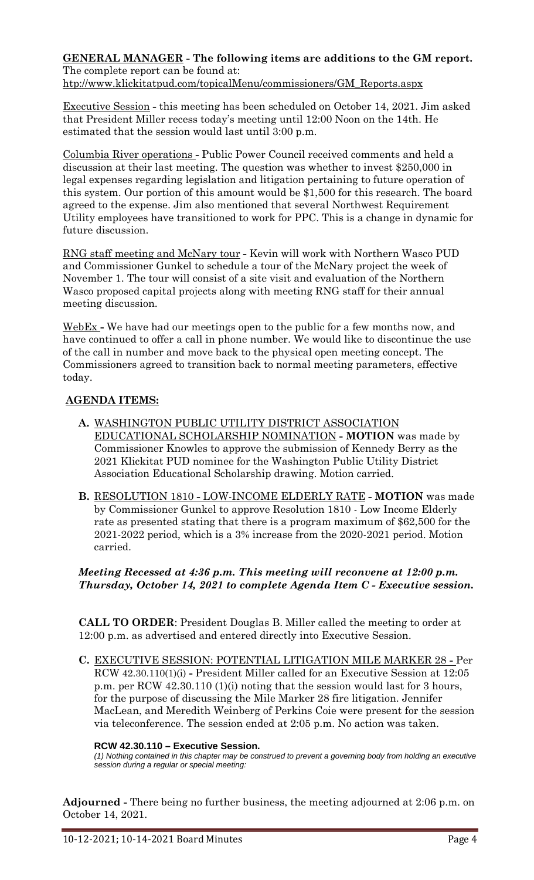**GENERAL MANAGER - The following items are additions to the GM report.**
The complete report can be found at:
http://www.klickitatpud.com/topicalMenu/commissioners/GM_Reports.aspx

Executive Session - this meeting has been scheduled on October 14, 2021. Jim asked that President Miller recess today's meeting until 12:00 Noon on the 14th. He estimated that the session would last until 3:00 p.m.

Columbia River operations - Public Power Council received comments and held a discussion at their last meeting. The question was whether to invest $250,000 in legal expenses regarding legislation and litigation pertaining to future operation of this system. Our portion of this amount would be $1,500 for this research. The board agreed to the expense. Jim also mentioned that several Northwest Requirement Utility employees have transitioned to work for PPC. This is a change in dynamic for future discussion.

RNG staff meeting and McNary tour - Kevin will work with Northern Wasco PUD and Commissioner Gunkel to schedule a tour of the McNary project the week of November 1. The tour will consist of a site visit and evaluation of the Northern Wasco proposed capital projects along with meeting RNG staff for their annual meeting discussion.

WebEx - We have had our meetings open to the public for a few months now, and have continued to offer a call in phone number. We would like to discontinue the use of the call in number and move back to the physical open meeting concept. The Commissioners agreed to transition back to normal meeting parameters, effective today.

**AGENDA ITEMS:**

- **A.** WASHINGTON PUBLIC UTILITY DISTRICT ASSOCIATION EDUCATIONAL SCHOLARSHIP NOMINATION - **MOTION** was made by Commissioner Knowles to approve the submission of Kennedy Berry as the 2021 Klickitat PUD nominee for the Washington Public Utility District Association Educational Scholarship drawing. Motion carried.

- **B.** RESOLUTION 1810 - LOW-INCOME ELDERLY RATE - **MOTION** was made by Commissioner Gunkel to approve Resolution 1810 - Low Income Elderly rate as presented stating that there is a program maximum of $62,500 for the 2021-2022 period, which is a 3% increase from the 2020-2021 period. Motion carried.

***Meeting Recessed at 4:36 p.m. This meeting will reconvene at 12:00 p.m. Thursday, October 14, 2021 to complete Agenda Item C - Executive session.***

**CALL TO ORDER**: President Douglas B. Miller called the meeting to order at 12:00 p.m. as advertised and entered directly into Executive Session.

- **C.** EXECUTIVE SESSION: POTENTIAL LITIGATION MILE MARKER 28 - Per RCW 42.30.110(1)(i) - President Miller called for an Executive Session at 12:05 p.m. per RCW 42.30.110 (1)(i) noting that the session would last for 3 hours, for the purpose of discussing the Mile Marker 28 fire litigation. Jennifer MacLean, and Meredith Weinberg of Perkins Coie were present for the session via teleconference. The session ended at 2:05 p.m. No action was taken.

**RCW 42.30.110 – Executive Session.**
*(1) Nothing contained in this chapter may be construed to prevent a governing body from holding an executive session during a regular or special meeting:*

**Adjourned -** There being no further business, the meeting adjourned at 2:06 p.m. on October 14, 2021.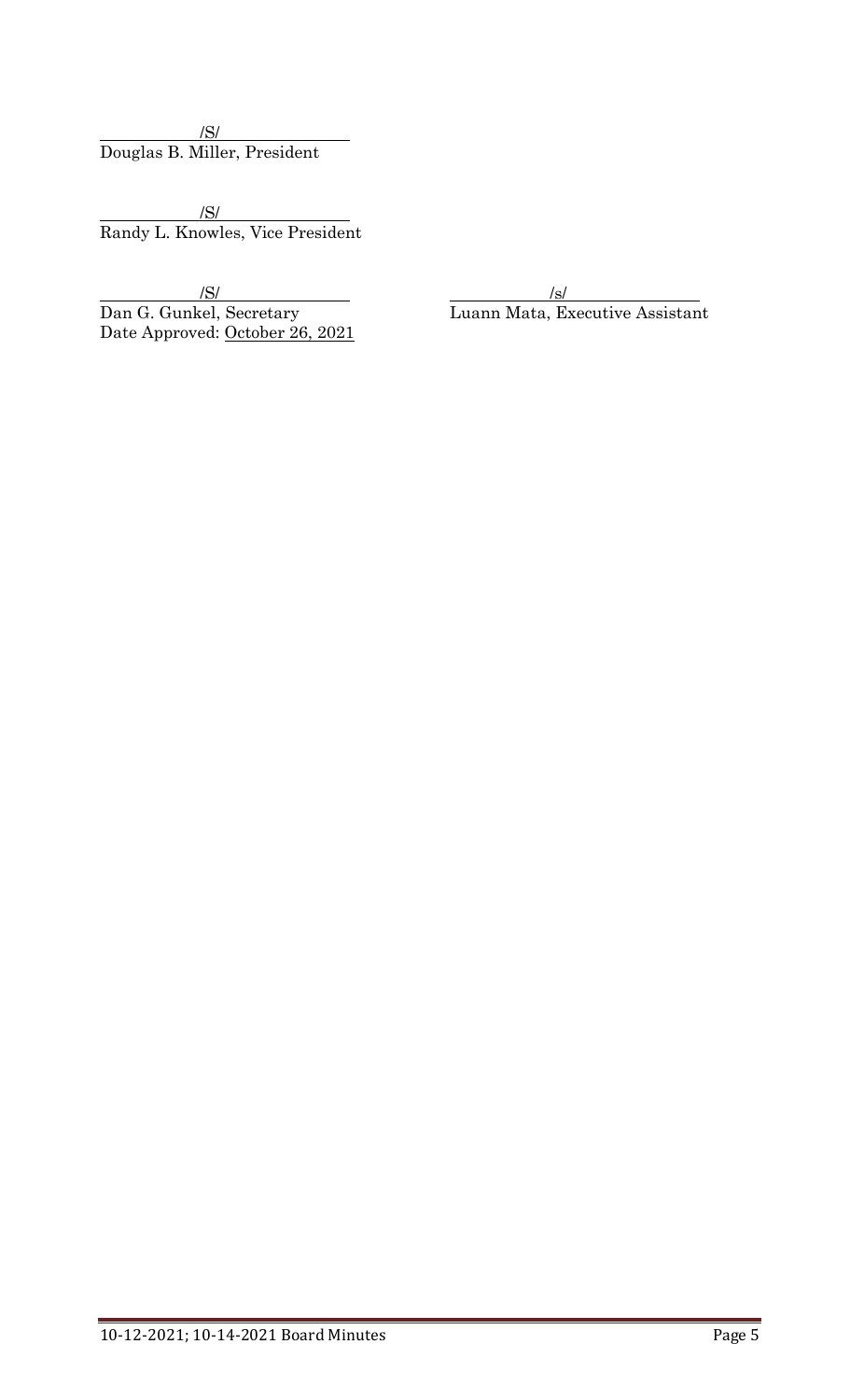/S/
Douglas B. Miller, President

/S/
Randy L. Knowles, Vice President

/S/
Dan G. Gunkel, Secretary
Date Approved: October 26, 2021

/s/
Luann Mata, Executive Assistant